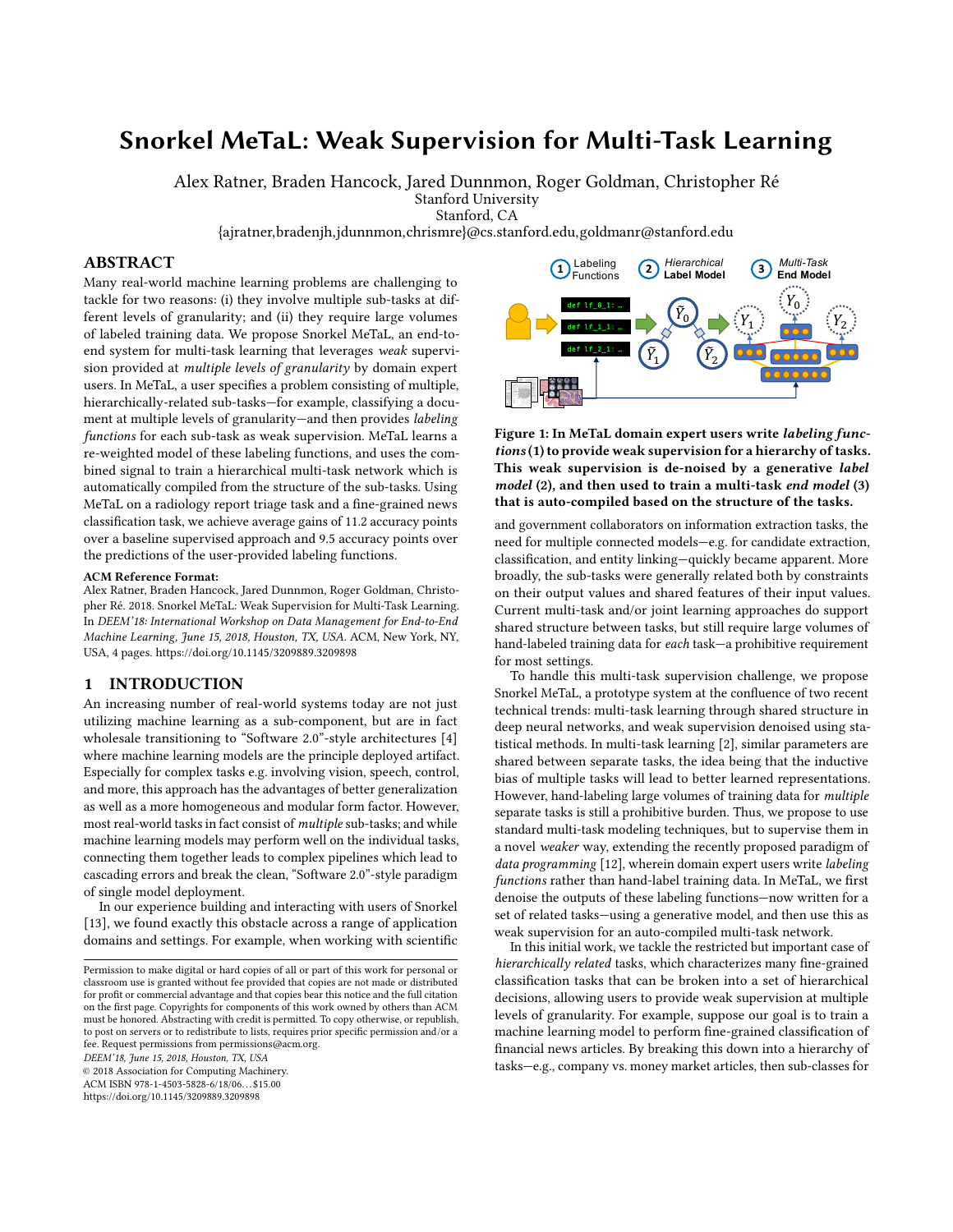# Snorkel MeTaL: Weak Supervision for Multi-Task Learning

Alex Ratner, Braden Hancock, Jared Dunnmon, Roger Goldman, Christopher Ré
Stanford University
Stanford, CA
{ajratner,bradenjh,jdunnmon,chrismre}@cs.stanford.edu,goldmanr@stanford.edu

## ABSTRACT

Many real-world machine learning problems are challenging to tackle for two reasons: (i) they involve multiple sub-tasks at different levels of granularity; and (ii) they require large volumes of labeled training data. We propose Snorkel MeTaL, an end-to-end system for multi-task learning that leverages *weak* supervision provided at *multiple levels of granularity* by domain expert users. In MeTaL, a user specifies a problem consisting of multiple, hierarchically-related sub-tasks—for example, classifying a document at multiple levels of granularity—and then provides *labeling functions* for each sub-task as weak supervision. MeTaL learns a re-weighted model of these labeling functions, and uses the combined signal to train a hierarchical multi-task network which is automatically compiled from the structure of the sub-tasks. Using MeTaL on a radiology report triage task and a fine-grained news classification task, we achieve average gains of 11.2 accuracy points over a baseline supervised approach and 9.5 accuracy points over the predictions of the user-provided labeling functions.

**ACM Reference Format:**
Alex Ratner, Braden Hancock, Jared Dunnmon, Roger Goldman, Christopher Ré. 2018. Snorkel MeTaL: Weak Supervision for Multi-Task Learning. In *DEEM'18: International Workshop on Data Management for End-to-End Machine Learning, June 15, 2018, Houston, TX, USA.* ACM, New York, NY, USA, 4 pages. https://doi.org/10.1145/3209889.3209898

## 1 INTRODUCTION

An increasing number of real-world systems today are not just utilizing machine learning as a sub-component, but are in fact wholesale transitioning to "Software 2.0"-style architectures [4] where machine learning models are the principle deployed artifact. Especially for complex tasks e.g. involving vision, speech, control, and more, this approach has the advantages of better generalization as well as a more homogeneous and modular form factor. However, most real-world tasks in fact consist of *multiple* sub-tasks; and while machine learning models may perform well on the individual tasks, connecting them together leads to complex pipelines which lead to cascading errors and break the clean, "Software 2.0"-style paradigm of single model deployment.

In our experience building and interacting with users of Snorkel [13], we found exactly this obstacle across a range of application domains and settings. For example, when working with scientific and government collaborators on information extraction tasks, the need for multiple connected models—e.g. for candidate extraction, classification, and entity linking—quickly became apparent. More broadly, the sub-tasks were generally related both by constraints on their output values and shared features of their input values. Current multi-task and/or joint learning approaches do support shared structure between tasks, but still require large volumes of hand-labeled training data for *each* task—a prohibitive requirement for most settings.

1 Labeling Functions
2 Hierarchical Label Model
3 Multi-Task End Model

def lf_0_1: …
def lf_1_1: …
def lf_2_1: …

$\tilde{Y}_0$ $\tilde{Y}_1$ $\tilde{Y}_2$ $Y_0$ $Y_1$ $Y_2$

**Figure 1: In MeTaL domain expert users write *labeling functions* (1) to provide weak supervision for a hierarchy of tasks. This weak supervision is de-noised by a generative *label model* (2), and then used to train a multi-task *end model* (3) that is auto-compiled based on the structure of the tasks.**

To handle this multi-task supervision challenge, we propose Snorkel MeTaL, a prototype system at the confluence of two recent technical trends: multi-task learning through shared structure in deep neural networks, and weak supervision denoised using statistical methods. In multi-task learning [2], similar parameters are shared between separate tasks, the idea being that the inductive bias of multiple tasks will lead to better learned representations. However, hand-labeling large volumes of training data for *multiple* separate tasks is still a prohibitive burden. Thus, we propose to use standard multi-task modeling techniques, but to supervise them in a novel *weaker* way, extending the recently proposed paradigm of *data programming* [12], wherein domain expert users write *labeling functions* rather than hand-labeled training data. In MeTaL, we first denoise the outputs of these labeling functions—now written for a set of related tasks—using a generative model, and then use this as weak supervision for an auto-compiled multi-task network.

In this initial work, we tackle the restricted but important case of *hierarchically related* tasks, which characterizes many fine-grained classification tasks that can be broken into a set of hierarchical decisions, allowing users to provide weak supervision at multiple levels of granularity. For example, suppose our goal is to train a machine learning model to perform fine-grained classification of financial news articles. By breaking this down into a hierarchy of tasks—e.g., company vs. money market articles, then sub-classes for

Permission to make digital or hard copies of all or part of this work for personal or classroom use is granted without fee provided that copies are not made or distributed for profit or commercial advantage and that copies bear this notice and the full citation on the first page. Copyrights for components of this work owned by others than ACM must be honored. Abstracting with credit is permitted. To copy otherwise, or republish, to post on servers or to redistribute to lists, requires prior specific permission and/or a fee. Request permissions from permissions@acm.org.
*DEEM'18, June 15, 2018, Houston, TX, USA*
© 2018 Association for Computing Machinery.
ACM ISBN 978-1-4503-5828-6/18/06…$15.00
https://doi.org/10.1145/3209889.3209898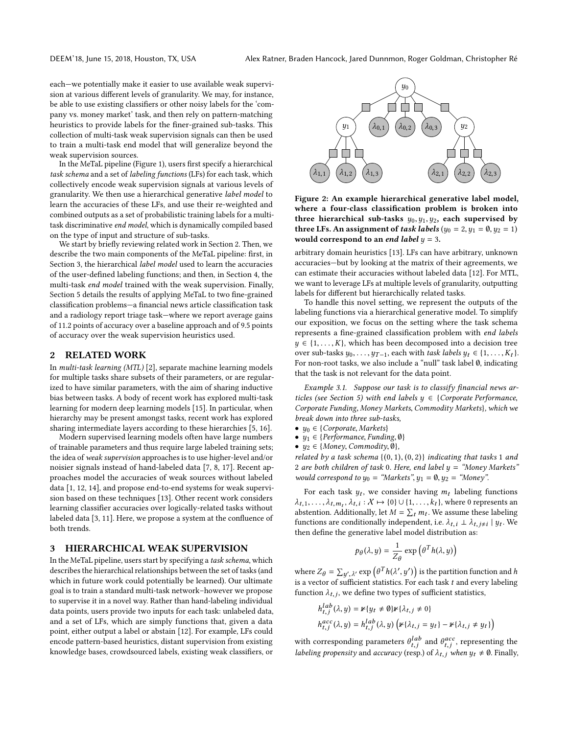each—we potentially make it easier to use available weak supervision at various different levels of granularity. We may, for instance, be able to use existing classifiers or other noisy labels for the 'company vs. money market' task, and then rely on pattern-matching heuristics to provide labels for the finer-grained sub-tasks. This collection of multi-task weak supervision signals can then be used to train a multi-task end model that will generalize beyond the weak supervision sources.

In the MeTaL pipeline (Figure 1), users first specify a hierarchical *task schema* and a set of *labeling functions* (LFs) for each task, which collectively encode weak supervision signals at various levels of granularity. We then use a hierarchical generative *label model* to learn the accuracies of these LFs, and use their re-weighted and combined outputs as a set of probabilistic training labels for a multi-task discriminative *end model*, which is dynamically compiled based on the type of input and structure of sub-tasks.

We start by briefly reviewing related work in Section 2. Then, we describe the two main components of the MeTaL pipeline: first, in Section 3, the hierarchical *label model* used to learn the accuracies of the user-defined labeling functions; and then, in Section 4, the multi-task *end model* trained with the weak supervision. Finally, Section 5 details the results of applying MeTaL to two fine-grained classification problems—a financial news article classification task and a radiology report triage task—where we report average gains of 11.2 points of accuracy over a baseline approach and of 9.5 points of accuracy over the weak supervision heuristics used.

## 2 RELATED WORK

In *multi-task learning (MTL)* [2], separate machine learning models for multiple tasks share subsets of their parameters, or are regularized to have similar parameters, with the aim of sharing inductive bias between tasks. A body of recent work has explored multi-task learning for modern deep learning models [15]. In particular, when hierarchy may be present amongst tasks, recent work has explored sharing intermediate layers according to these hierarchies [5, 16].

Modern supervised learning models often have large numbers of trainable parameters and thus require large labeled training sets; the idea of *weak supervision* approaches is to use higher-level and/or noisier signals instead of hand-labeled data [7, 8, 17]. Recent approaches model the accuracies of weak sources without labeled data [1, 12, 14], and propose end-to-end systems for weak supervision based on these techniques [13]. Other recent work considers learning classifier accuracies over logically-related tasks without labeled data [3, 11]. Here, we propose a system at the confluence of both trends.

## 3 HIERARCHICAL WEAK SUPERVISION

In the MeTaL pipeline, users start by specifying a *task schema*, which describes the hierarchical relationships between the set of tasks (and which in future work could potentially be learned). Our ultimate goal is to train a standard multi-task network–however we propose to supervise it in a novel way. Rather than hand-labeling individual data points, users provide two inputs for each task: unlabeled data, and a set of LFs, which are simply functions that, given a data point, either output a label or abstain [12]. For example, LFs could encode pattern-based heuristics, distant supervision from existing knowledge bases, crowdsourced labels, existing weak classifiers, or arbitrary domain heuristics [13]. LFs can have arbitrary, unknown accuracies—but by looking at the matrix of their agreements, we can estimate their accuracies without labeled data [12]. For MTL, we want to leverage LFs at multiple levels of granularity, outputting labels for different but hierarchically related tasks.

**Figure 2: An example hierarchical generative label model, where a four-class classification problem is broken into three hierarchical sub-tasks $y_0, y_1, y_2$, each supervised by three LFs. An assignment of *task labels* ($y_0 = 2, y_1 = \emptyset, y_2 = 1$) would correspond to an *end label* $y = 3$.**

To handle this novel setting, we represent the outputs of the labeling functions via a hierarchical generative model. To simplify our exposition, we focus on the setting where the task schema represents a fine-grained classification problem with *end labels* $y \in \{1, \ldots, K\}$, which has been decomposed into a decision tree over sub-tasks $y_0, \ldots, y_{T-1}$, each with *task labels* $y_t \in \{1, \ldots, K_t\}$. For non-root tasks, we also include a "null" task label $\emptyset$, indicating that the task is not relevant for the data point.

*Example 3.1. Suppose our task is to classify financial news articles (see Section 5) with end labels $y \in$ {Corporate Performance, Corporate Funding, Money Markets, Commodity Markets}, which we break down into three sub-tasks,*

- $y_0 \in$ *{Corporate, Markets}*
- $y_1 \in$ *{Performance, Funding, $\emptyset$}*
- $y_2 \in$ *{Money, Commodity, $\emptyset$},*

*related by a task schema $\{(0, 1), (0, 2)\}$ indicating that tasks 1 and 2 are both children of task 0. Here, end label $y$ = "Money Markets" would correspond to $y_0$ = "Markets", $y_1 = \emptyset, y_2$ = "Money".*

For each task $y_t$, we consider having $m_t$ labeling functions $\lambda_{t,1}, \ldots, \lambda_{t,m_t}, \lambda_{t,i} : \mathcal{X} \mapsto \{0\} \cup \{1, \ldots, k_t\}$, where 0 represents an abstention. Additionally, let $M = \sum_t m_t$. We assume these labeling functions are conditionally independent, i.e. $\lambda_{t,i} \perp \lambda_{t,j \neq i} \mid y_t$. We then define the generative label model distribution as:

$$p_\theta(\lambda, y) = \frac{1}{Z_\theta} \exp\left(\theta^T h(\lambda, y)\right)$$

where $Z_\theta = \sum_{y', \lambda'} \exp\left(\theta^T h(\lambda', y')\right)$ is the partition function and $h$ is a vector of sufficient statistics. For each task $t$ and every labeling function $\lambda_{t,j}$, we define two types of sufficient statistics,

$$h^{lab}_{t,j}(\lambda, y) = \mathbb{1}\{y_t \neq \emptyset\}\mathbb{1}\{\lambda_{t,j} \neq 0\}$$

$$h^{acc}_{t,j}(\lambda, y) = h^{lab}_{t,j}(\lambda, y)\left(\mathbb{1}\{\lambda_{t,j} = y_t\} - \mathbb{1}\{\lambda_{t,j} \neq y_t\}\right)$$

with corresponding parameters $\theta^{lab}_{t,j}$ and $\theta^{acc}_{t,j}$, representing the *labeling propensity* and *accuracy* (resp.) of $\lambda_{t,j}$ *when* $y_t \neq \emptyset$. Finally,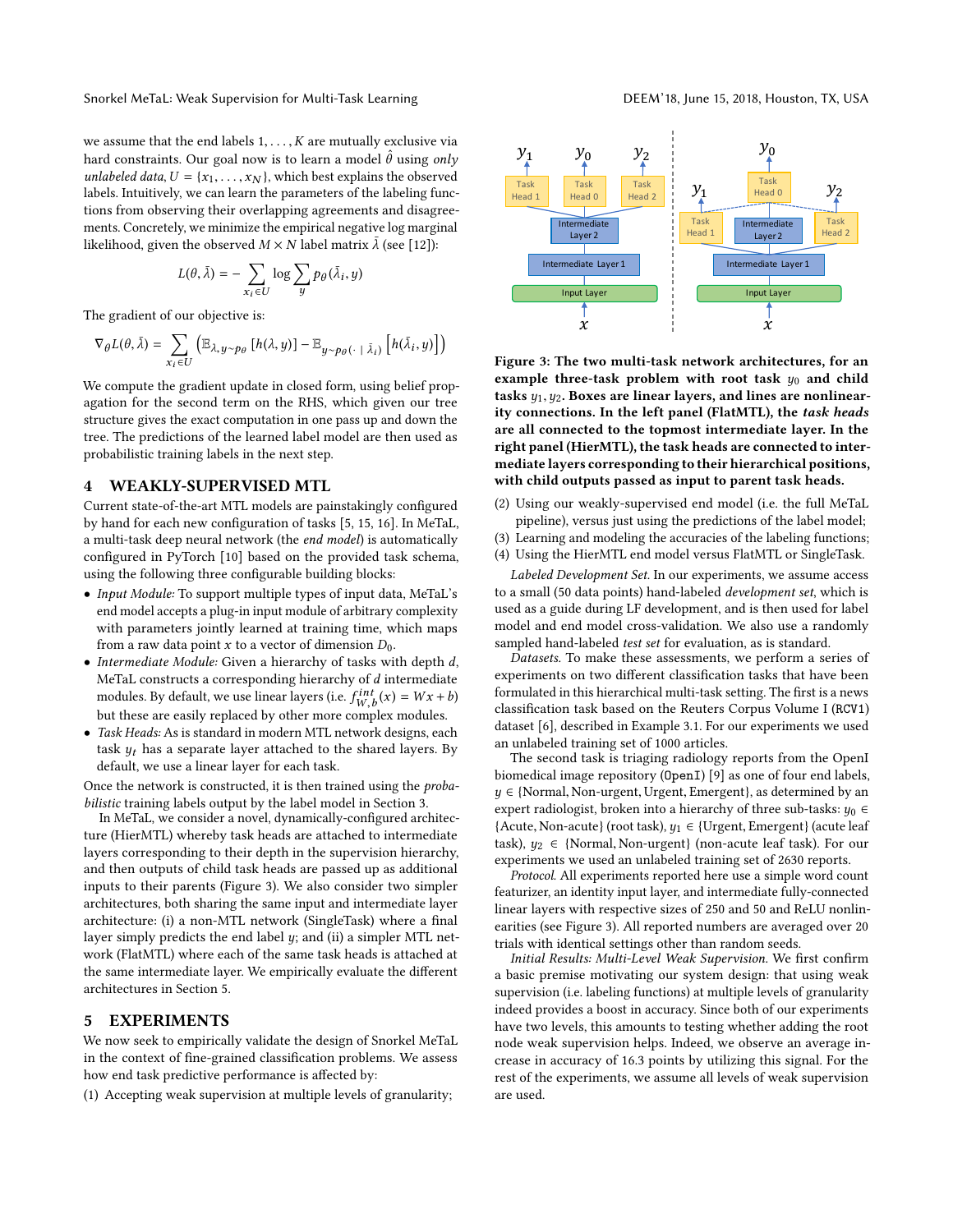we assume that the end labels $1, \ldots, K$ are mutually exclusive via hard constraints. Our goal now is to learn a model $\hat{\theta}$ using *only unlabeled data*, $U = \{x_1, \ldots, x_N\}$, which best explains the observed labels. Intuitively, we can learn the parameters of the labeling functions from observing their overlapping agreements and disagreements. Concretely, we minimize the empirical negative log marginal likelihood, given the observed $M \times N$ label matrix $\bar{\lambda}$ (see [12]):

$$L(\theta, \bar{\lambda}) = -\sum_{x_i \in U} \log \sum_{y} p_\theta(\bar{\lambda}_i, y)$$

The gradient of our objective is:

$$\nabla_\theta L(\theta, \bar{\lambda}) = \sum_{x_i \in U} \left( \mathbb{E}_{\lambda, y \sim p_\theta} \left[ h(\lambda, y) \right] - \mathbb{E}_{y \sim p_\theta(\cdot \mid \bar{\lambda}_i)} \left[ h(\bar{\lambda}_i, y) \right] \right)$$

We compute the gradient update in closed form, using belief propagation for the second term on the RHS, which given our tree structure gives the exact computation in one pass up and down the tree. The predictions of the learned label model are then used as probabilistic training labels in the next step.

## 4 WEAKLY-SUPERVISED MTL

Current state-of-the-art MTL models are painstakingly configured by hand for each new configuration of tasks [5, 15, 16]. In MeTaL, a multi-task deep neural network (the *end model*) is automatically configured in PyTorch [10] based on the provided task schema, using the following three configurable building blocks:

- *Input Module:* To support multiple types of input data, MeTaL's end model accepts a plug-in input module of arbitrary complexity with parameters jointly learned at training time, which maps from a raw data point $x$ to a vector of dimension $D_0$.
- *Intermediate Module:* Given a hierarchy of tasks with depth $d$, MeTaL constructs a corresponding hierarchy of $d$ intermediate modules. By default, we use linear layers (i.e. $f^{int}_{W,b}(x) = Wx + b$) but these are easily replaced by other more complex modules.
- *Task Heads:* As is standard in modern MTL network designs, each task $y_t$ has a separate layer attached to the shared layers. By default, we use a linear layer for each task.

Once the network is constructed, it is then trained using the *probabilistic* training labels output by the label model in Section 3.

In MeTaL, we consider a novel, dynamically-configured architecture (HierMTL) whereby task heads are attached to intermediate layers corresponding to their depth in the supervision hierarchy, and then outputs of child task heads are passed up as additional inputs to their parents (Figure 3). We also consider two simpler architectures, both sharing the same input and intermediate layer architecture: (i) a non-MTL network (SingleTask) where a final layer simply predicts the end label $y$; and (ii) a simpler MTL network (FlatMTL) where each of the same task heads is attached at the same intermediate layer. We empirically evaluate the different architectures in Section 5.

## 5 EXPERIMENTS

We now seek to empirically validate the design of Snorkel MeTaL in the context of fine-grained classification problems. We assess how end task predictive performance is affected by:

(1) Accepting weak supervision at multiple levels of granularity;

**Figure 3: The two multi-task network architectures, for an example three-task problem with root task $y_0$ and child tasks $y_1, y_2$. Boxes are linear layers, and lines are nonlinearity connections. In the left panel (FlatMTL), the *task heads* are all connected to the topmost intermediate layer. In the right panel (HierMTL), the task heads are connected to intermediate layers corresponding to their hierarchical positions, with child outputs passed as input to parent task heads.**

(2) Using our weakly-supervised end model (i.e. the full MeTaL pipeline), versus just using the predictions of the label model;
(3) Learning and modeling the accuracies of the labeling functions;
(4) Using the HierMTL end model versus FlatMTL or SingleTask.

*Labeled Development Set.* In our experiments, we assume access to a small (50 data points) hand-labeled *development set*, which is used as a guide during LF development, and is then used for label model and end model cross-validation. We also use a randomly sampled hand-labeled *test set* for evaluation, as is standard.

*Datasets.* To make these assessments, we perform a series of experiments on two different classification tasks that have been formulated in this hierarchical multi-task setting. The first is a news classification task based on the Reuters Corpus Volume I (RCV1) dataset [6], described in Example 3.1. For our experiments we used an unlabeled training set of 1000 articles.

The second task is triaging radiology reports from the OpenI biomedical image repository (OpenI) [9] as one of four end labels, $y \in$ {Normal, Non-urgent, Urgent, Emergent}, as determined by an expert radiologist, broken into a hierarchy of three sub-tasks: $y_0 \in$ {Acute, Non-acute} (root task), $y_1 \in$ {Urgent, Emergent} (acute leaf task), $y_2 \in$ {Normal, Non-urgent} (non-acute leaf task). For our experiments we used an unlabeled training set of 2630 reports.

*Protocol.* All experiments reported here use a simple word count featurizer, an identity input layer, and intermediate fully-connected linear layers with respective sizes of 250 and 50 and ReLU nonlinearities (see Figure 3). All reported numbers are averaged over 20 trials with identical settings other than random seeds.

*Initial Results: Multi-Level Weak Supervision.* We first confirm a basic premise motivating our system design: that using weak supervision (i.e. labeling functions) at multiple levels of granularity indeed provides a boost in accuracy. Since both of our experiments have two levels, this amounts to testing whether adding the root node weak supervision helps. Indeed, we observe an average increase in accuracy of 16.3 points by utilizing this signal. For the rest of the experiments, we assume all levels of weak supervision are used.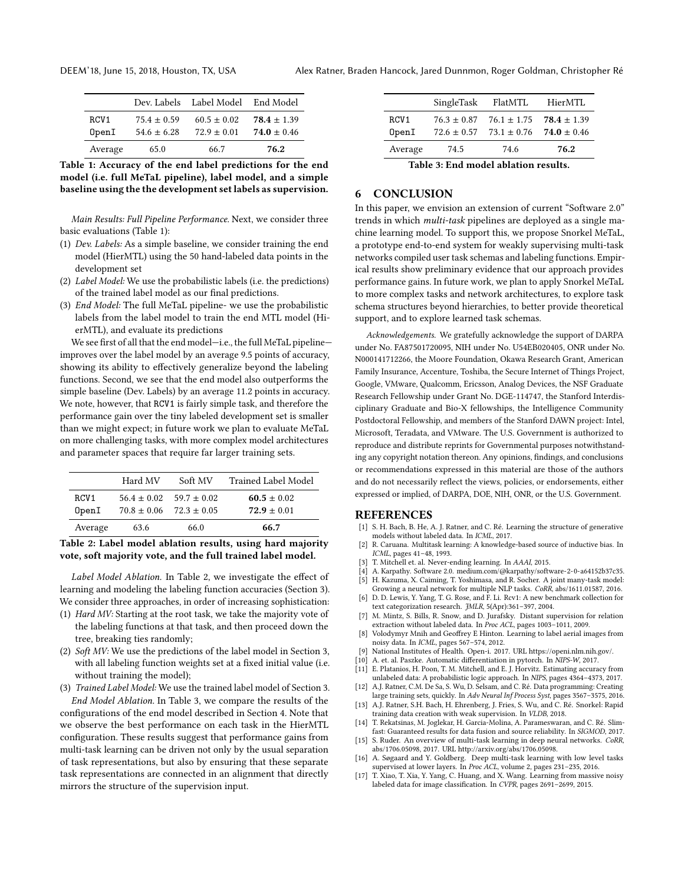| | Dev. Labels | Label Model | End Model |
|---|---|---|---|
| RCV1 | $75.4 \pm 0.59$ | $60.5 \pm 0.02$ | $\mathbf{78.4} \pm 1.39$ |
| OpenI | $54.6 \pm 6.28$ | $72.9 \pm 0.01$ | $\mathbf{74.0} \pm 0.46$ |
| Average | 65.0 | 66.7 | **76.2** |

**Table 1: Accuracy of the end label predictions for the end model (i.e. full MeTaL pipeline), label model, and a simple baseline using the the development set labels as supervision.**

*Main Results: Full Pipeline Performance.* Next, we consider three basic evaluations (Table 1):

(1) *Dev. Labels:* As a simple baseline, we consider training the end model (HierMTL) using the 50 hand-labeled data points in the development set
(2) *Label Model:* We use the probabilistic labels (i.e. the predictions) of the trained label model as our final predictions.
(3) *End Model:* The full MeTaL pipeline- we use the probabilistic labels from the label model to train the end MTL model (HierMTL), and evaluate its predictions

We see first of all that the end model—i.e., the full MeTaL pipeline—improves over the label model by an average 9.5 points of accuracy, showing its ability to effectively generalize beyond the labeling functions. Second, we see that the end model also outperforms the simple baseline (Dev. Labels) by an average 11.2 points in accuracy. We note, however, that RCV1 is fairly simple task, and therefore the performance gain over the tiny labeled development set is smaller than we might expect; in future work we plan to evaluate MeTaL on more challenging tasks, with more complex model architectures and parameter spaces that require far larger training sets.

| | Hard MV | Soft MV | Trained Label Model |
|---|---|---|---|
| RCV1 | $56.4 \pm 0.02$ | $59.7 \pm 0.02$ | $\mathbf{60.5} \pm 0.02$ |
| OpenI | $70.8 \pm 0.06$ | $72.3 \pm 0.05$ | $\mathbf{72.9} \pm 0.01$ |
| Average | 63.6 | 66.0 | **66.7** |

**Table 2: Label model ablation results, using hard majority vote, soft majority vote, and the full trained label model.**

*Label Model Ablation.* In Table 2, we investigate the effect of learning and modeling the labeling function accuracies (Section 3). We consider three approaches, in order of increasing sophistication:

(1) *Hard MV:* Starting at the root task, we take the majority vote of the labeling functions at that task, and then proceed down the tree, breaking ties randomly;
(2) *Soft MV:* We use the predictions of the label model in Section 3, with all labeling function weights set at a fixed initial value (i.e. without training the model);
(3) *Trained Label Model:* We use the trained label model of Section 3.

*End Model Ablation.* In Table 3, we compare the results of the configurations of the end model described in Section 4. Note that we observe the best performance on each task in the HierMTL configuration. These results suggest that performance gains from multi-task learning can be driven not only by the usual separation of task representations, but also by ensuring that these separate task representations are connected in an alignment that directly mirrors the structure of the supervision input.

| | SingleTask | FlatMTL | HierMTL |
|---|---|---|---|
| RCV1 | $76.3 \pm 0.87$ | $76.1 \pm 1.75$ | $\mathbf{78.4} \pm 1.39$ |
| OpenI | $72.6 \pm 0.57$ | $73.1 \pm 0.76$ | $\mathbf{74.0} \pm 0.46$ |
| Average | 74.5 | 74.6 | **76.2** |

**Table 3: End model ablation results.**

## 6 CONCLUSION

In this paper, we envision an extension of current "Software 2.0" trends in which *multi-task* pipelines are deployed as a single machine learning model. To support this, we propose Snorkel MeTaL, a prototype end-to-end system for weakly supervising multi-task networks compiled user task schemas and labeling functions. Empirical results show preliminary evidence that our approach provides performance gains. In future work, we plan to apply Snorkel MeTaL to more complex tasks and network architectures, to explore task schema structures beyond hierarchies, to better provide theoretical support, and to explore learned task schemas.

*Acknowledgements.* We gratefully acknowledge the support of DARPA under No. FA87501720095, NIH under No. U54EB020405, ONR under No. N000141712266, the Moore Foundation, Okawa Research Grant, American Family Insurance, Accenture, Toshiba, the Secure Internet of Things Project, Google, VMware, Qualcomm, Ericsson, Analog Devices, the NSF Graduate Research Fellowship under Grant No. DGE-114747, the Stanford Interdisciplinary Graduate and Bio-X fellowships, the Intelligence Community Postdoctoral Fellowship, and members of the Stanford DAWN project: Intel, Microsoft, Teradata, and VMware. The U.S. Government is authorized to reproduce and distribute reprints for Governmental purposes notwithstanding any copyright notation thereon. Any opinions, findings, and conclusions or recommendations expressed in this material are those of the authors and do not necessarily reflect the views, policies, or endorsements, either expressed or implied, of DARPA, DOE, NIH, ONR, or the U.S. Government.

## REFERENCES

[1] S. H. Bach, B. He, A. J. Ratner, and C. Ré. Learning the structure of generative models without labeled data. In *ICML*, 2017.
[2] R. Caruana. Multitask learning: A knowledge-based source of inductive bias. In *ICML*, pages 41–48, 1993.
[3] T. Mitchell et. al. Never-ending learning. In *AAAI*, 2015.
[4] A. Karpathy. Software 2.0. medium.com/@karpathy/software-2-0-a64152b37c35.
[5] H. Kazuma, X. Caiming, T. Yoshimasa, and R. Socher. A joint many-task model: Growing a neural network for multiple NLP tasks. *CoRR*, abs/1611.01587, 2016.
[6] D. D. Lewis, Y. Yang, T. G. Rose, and F. Li. Rcv1: A new benchmark collection for text categorization research. *JMLR*, 5(Apr):361–397, 2004.
[7] M. Mintz, S. Bills, R. Snow, and D. Jurafsky. Distant supervision for relation extraction without labeled data. In *Proc ACL*, pages 1003–1011, 2009.
[8] Volodymyr Mnih and Geoffrey E Hinton. Learning to label aerial images from noisy data. In *ICML*, pages 567–574, 2012.
[9] National Institutes of Health. Open-i. 2017. URL https://openi.nlm.nih.gov/.
[10] A. et. al. Paszke. Automatic differentiation in pytorch. In *NIPS-W*, 2017.
[11] E. Platanios, H. Poon, T. M. Mitchell, and E. J. Horvitz. Estimating accuracy from unlabeled data: A probabilistic logic approach. In *NIPS*, pages 4364–4373, 2017.
[12] A.J. Ratner, C.M. De Sa, S. Wu, D. Selsam, and C. Ré. Data programming: Creating large training sets, quickly. In *Adv Neural Inf Process Syst*, pages 3567–3575, 2016.
[13] A.J. Ratner, S.H. Bach, H. Ehrenberg, J. Fries, S. Wu, and C. Ré. Snorkel: Rapid training data creation with weak supervision. In *VLDB*, 2018.
[14] T. Rekatsinas, M. Joglekar, H. Garcia-Molina, A. Parameswaran, and C. Ré. Slimfast: Guaranteed results for data fusion and source reliability. In *SIGMOD*, 2017.
[15] S. Ruder. An overview of multi-task learning in deep neural networks. *CoRR*, abs/1706.05098, 2017. URL http://arxiv.org/abs/1706.05098.
[16] A. Søgaard and Y. Goldberg. Deep multi-task learning with low level tasks supervised at lower layers. In *Proc ACL*, volume 2, pages 231–235, 2016.
[17] T. Xiao, T. Xia, Y. Yang, C. Huang, and X. Wang. Learning from massive noisy labeled data for image classification. In *CVPR*, pages 2691–2699, 2015.